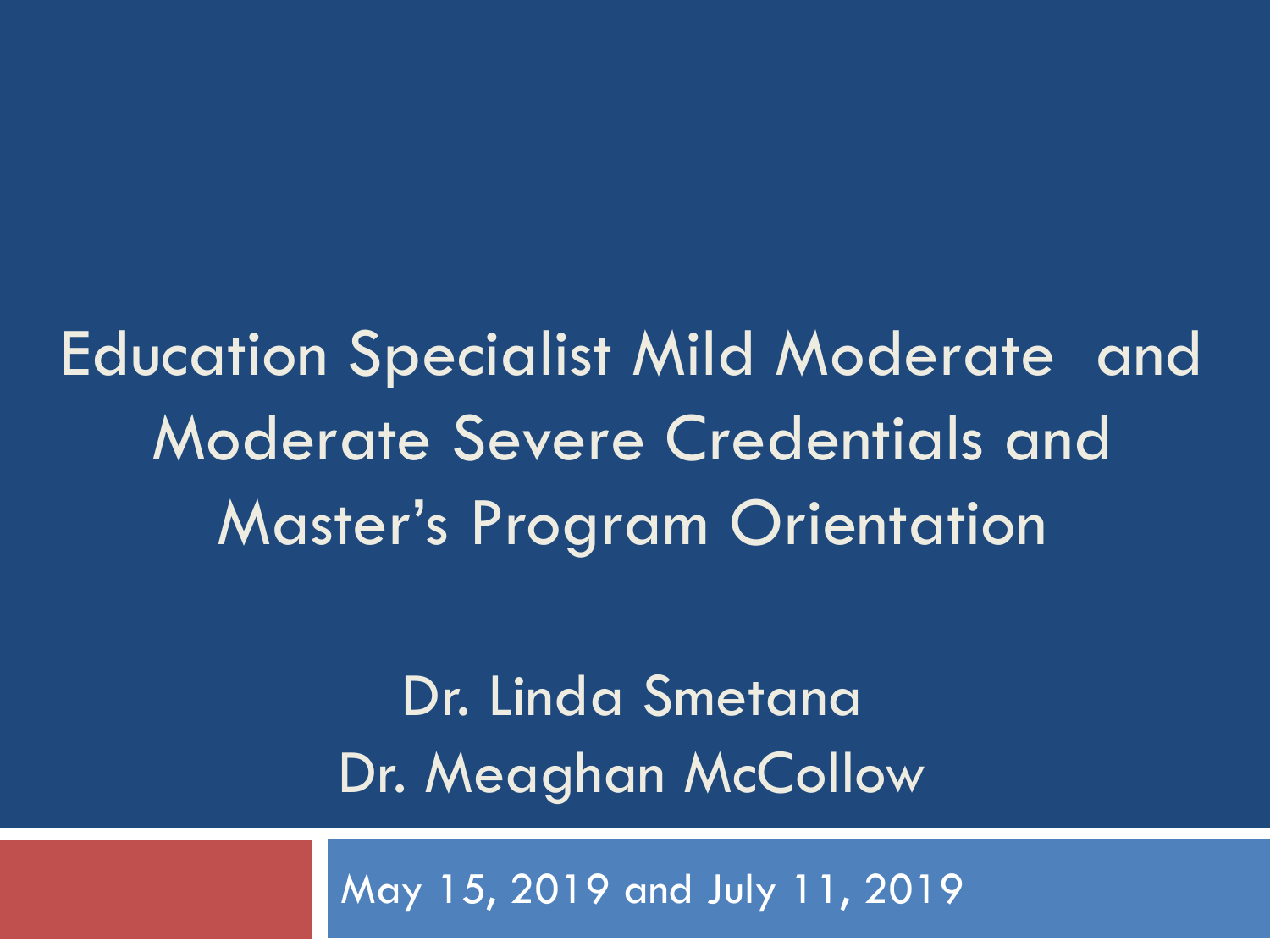# Education Specialist Mild Moderate and Moderate Severe Credentials and Master's Program Orientation

Dr. Linda Smetana

Dr. Meaghan McCollow

May 15, 2019 and July 11, 2019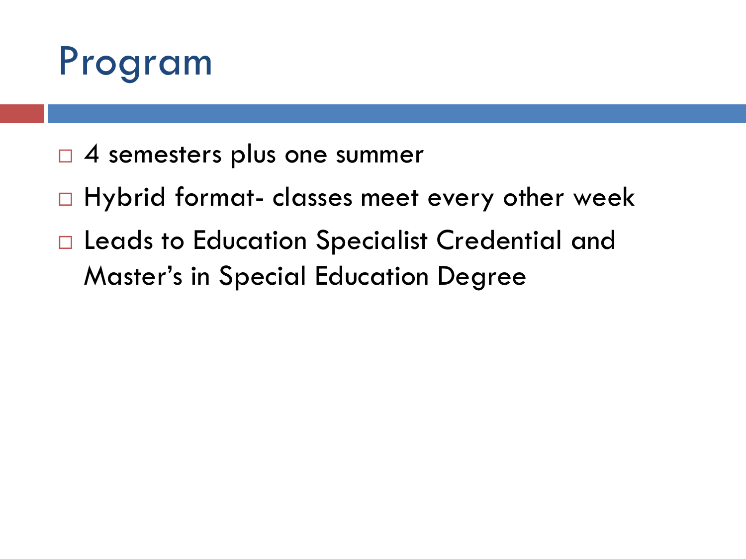# Program

- 4 semesters plus one summer
- Hybrid format- classes meet every other week
- Leads to Education Specialist Credential and Master's in Special Education Degree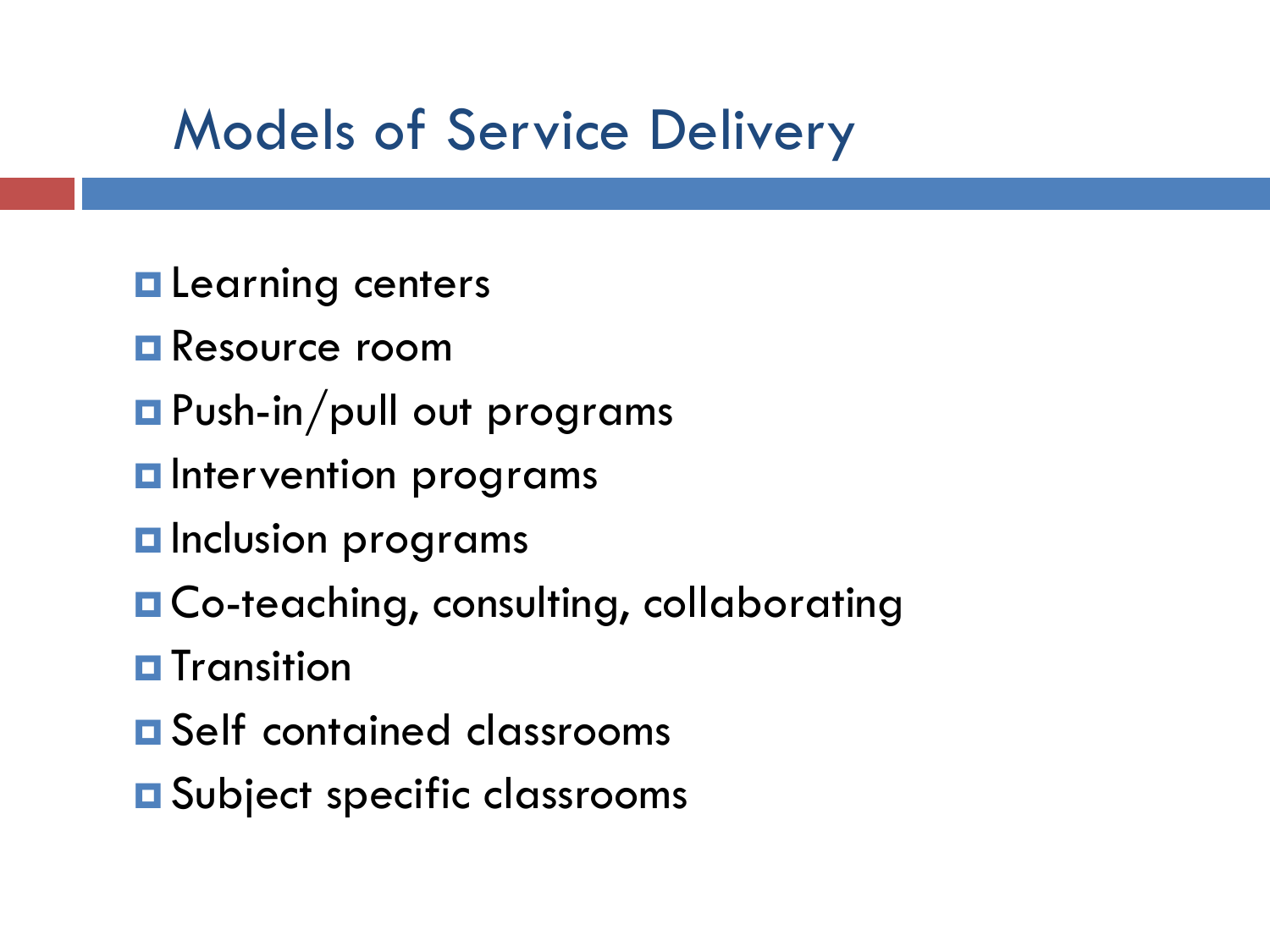# Models of Service Delivery

- Learning centers
- Resource room
- Push-in/pull out programs
- Intervention programs
- Inclusion programs
- Co-teaching, consulting, collaborating
- Transition
- Self contained classrooms
- Subject specific classrooms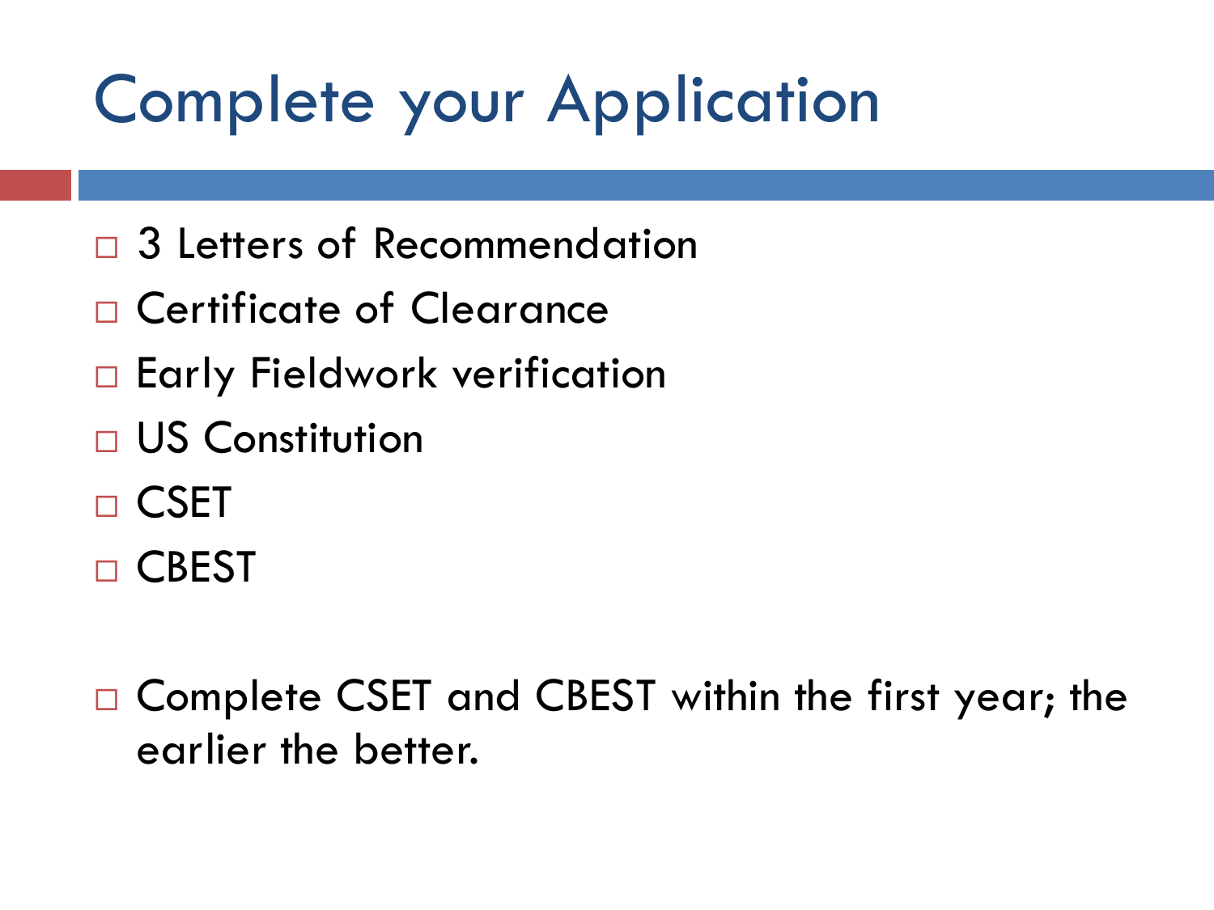# Complete your Application

- 3 Letters of Recommendation
- Certificate of Clearance
- Early Fieldwork verification
- US Constitution
- CSET
- CBEST

- Complete CSET and CBEST within the first year; the earlier the better.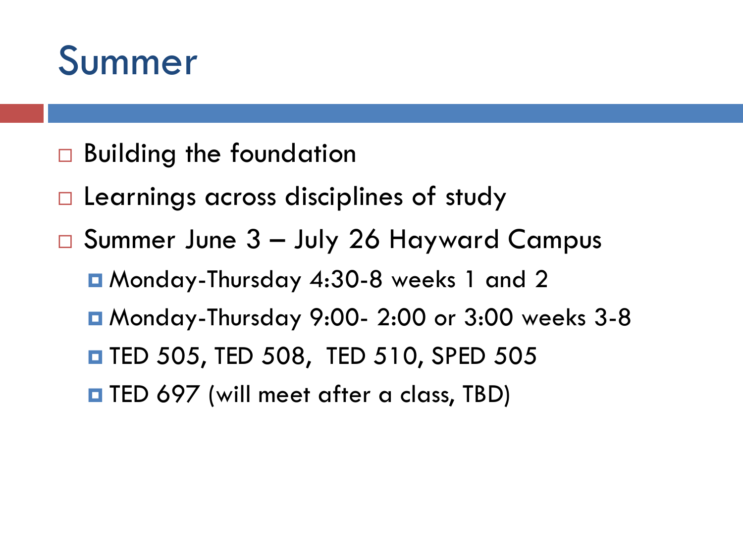# Summer

- Building the foundation
- Learnings across disciplines of study
- Summer June 3 – July 26 Hayward Campus
  - Monday-Thursday 4:30-8 weeks 1 and 2
  - Monday-Thursday 9:00- 2:00 or 3:00 weeks 3-8
  - TED 505, TED 508, TED 510, SPED 505
  - TED 697 (will meet after a class, TBD)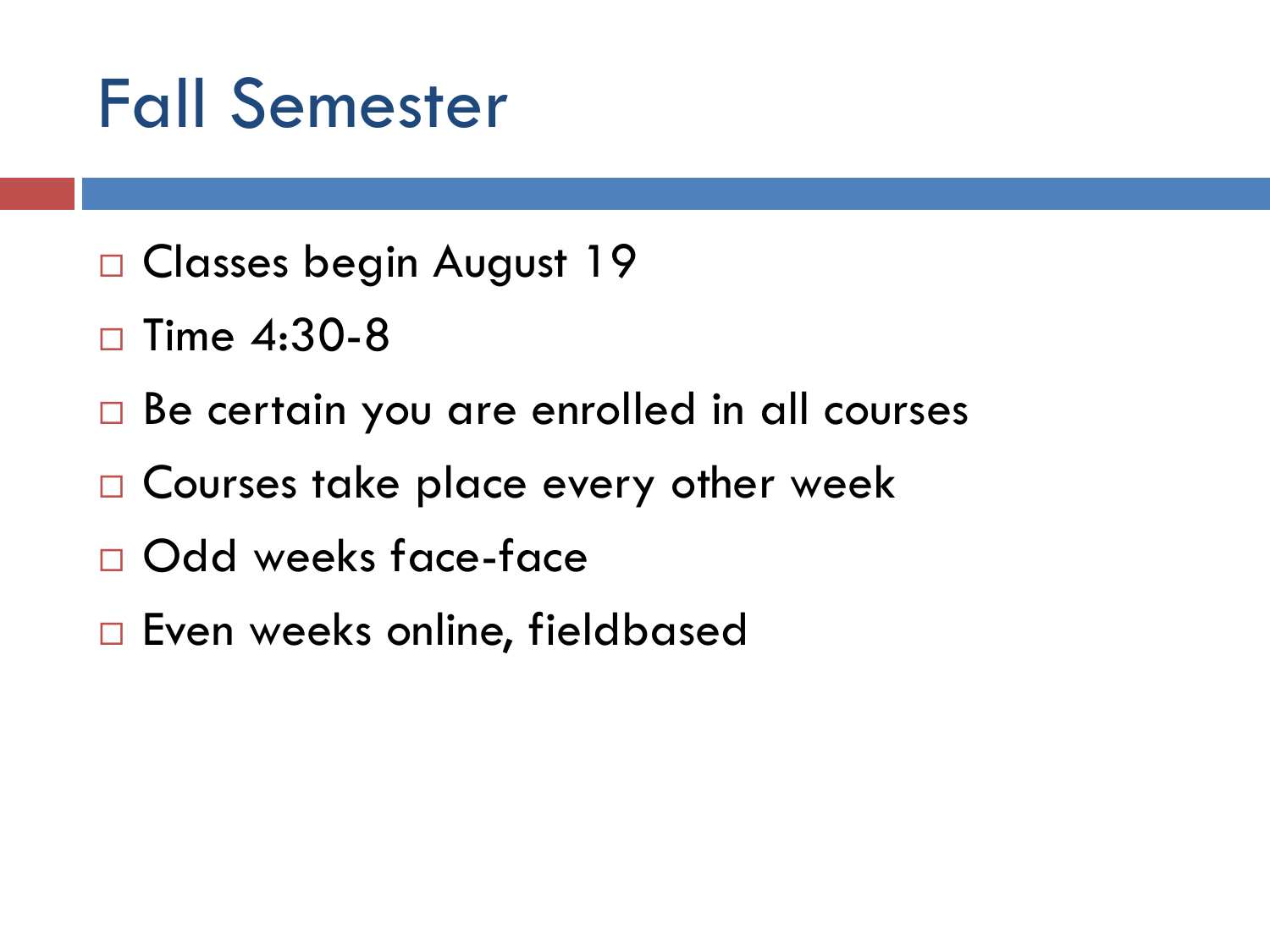# Fall Semester

- Classes begin August 19
- Time 4:30-8
- Be certain you are enrolled in all courses
- Courses take place every other week
- Odd weeks face-face
- Even weeks online, fieldbased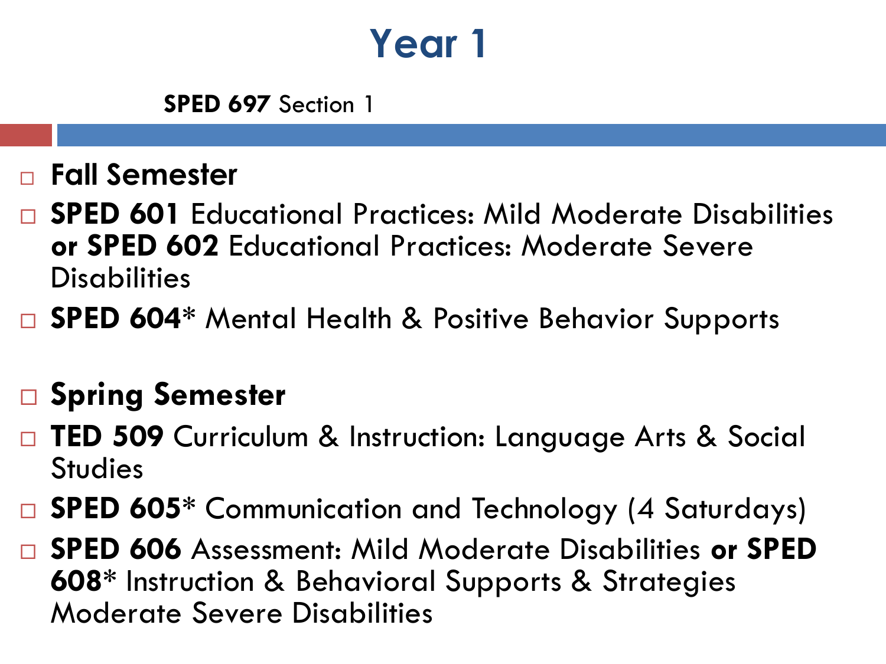# Year 1

**SPED 697** Section 1

- **Fall Semester**
- **SPED 601** Educational Practices: Mild Moderate Disabilities **or SPED 602** Educational Practices: Moderate Severe Disabilities
- **SPED 604*** Mental Health & Positive Behavior Supports

- **Spring Semester**
- **TED 509** Curriculum & Instruction: Language Arts & Social Studies
- **SPED 605*** Communication and Technology (4 Saturdays)
- **SPED 606** Assessment: Mild Moderate Disabilities **or SPED 608*** Instruction & Behavioral Supports & Strategies Moderate Severe Disabilities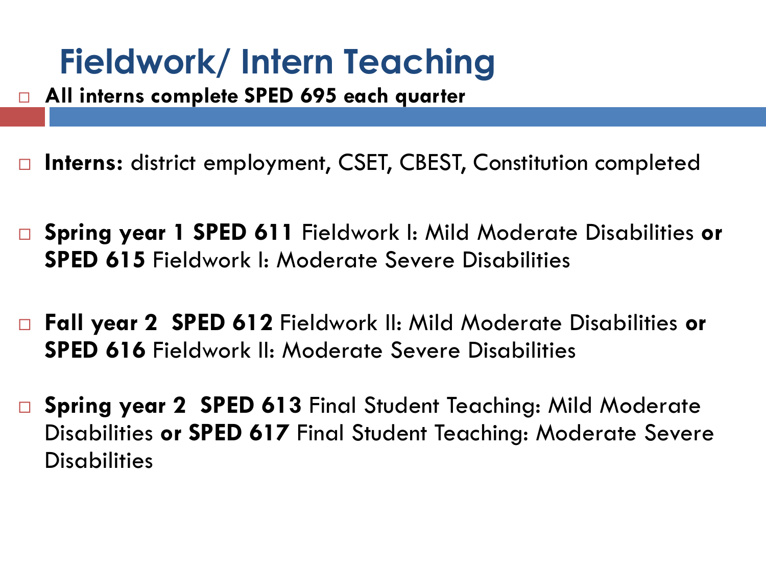# Fieldwork/ Intern Teaching

- **All interns complete SPED 695 each quarter**
- **Interns:** district employment, CSET, CBEST, Constitution completed
- **Spring year 1 SPED 611** Fieldwork I: Mild Moderate Disabilities **or SPED 615** Fieldwork I: Moderate Severe Disabilities
- **Fall year 2 SPED 612** Fieldwork II: Mild Moderate Disabilities **or SPED 616** Fieldwork II: Moderate Severe Disabilities
- **Spring year 2 SPED 613** Final Student Teaching: Mild Moderate Disabilities **or SPED 617** Final Student Teaching: Moderate Severe Disabilities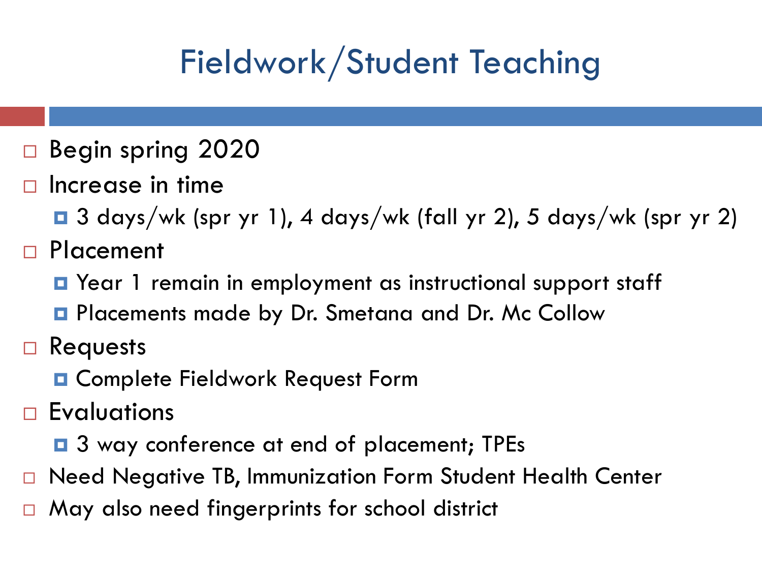# Fieldwork/Student Teaching

- Begin spring 2020
- Increase in time
  - 3 days/wk (spr yr 1), 4 days/wk (fall yr 2), 5 days/wk (spr yr 2)
- Placement
  - Year 1 remain in employment as instructional support staff
  - Placements made by Dr. Smetana and Dr. Mc Collow
- Requests
  - Complete Fieldwork Request Form
- Evaluations
  - 3 way conference at end of placement; TPEs
- Need Negative TB, Immunization Form Student Health Center
- May also need fingerprints for school district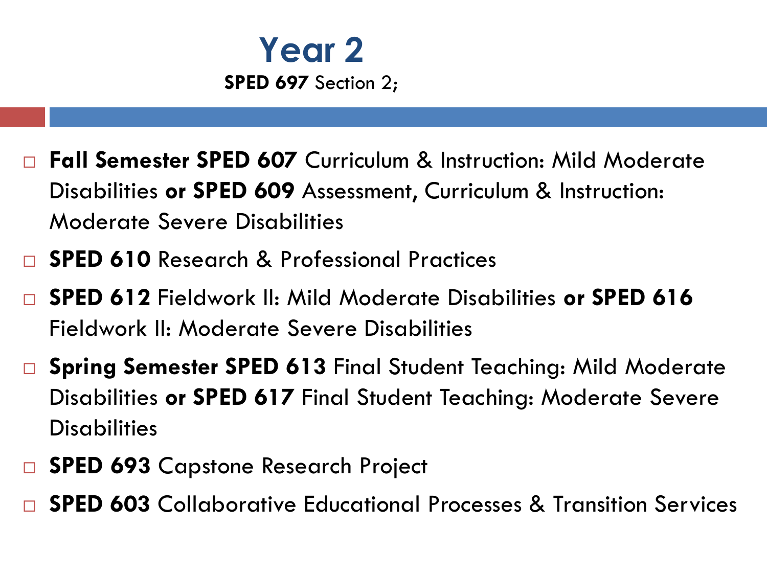# Year 2

**SPED 697** Section 2;

- **Fall Semester SPED 607** Curriculum & Instruction: Mild Moderate Disabilities **or SPED 609** Assessment, Curriculum & Instruction: Moderate Severe Disabilities
- **SPED 610** Research & Professional Practices
- **SPED 612** Fieldwork II: Mild Moderate Disabilities **or SPED 616** Fieldwork II: Moderate Severe Disabilities
- **Spring Semester SPED 613** Final Student Teaching: Mild Moderate Disabilities **or SPED 617** Final Student Teaching: Moderate Severe Disabilities
- **SPED 693** Capstone Research Project
- **SPED 603** Collaborative Educational Processes & Transition Services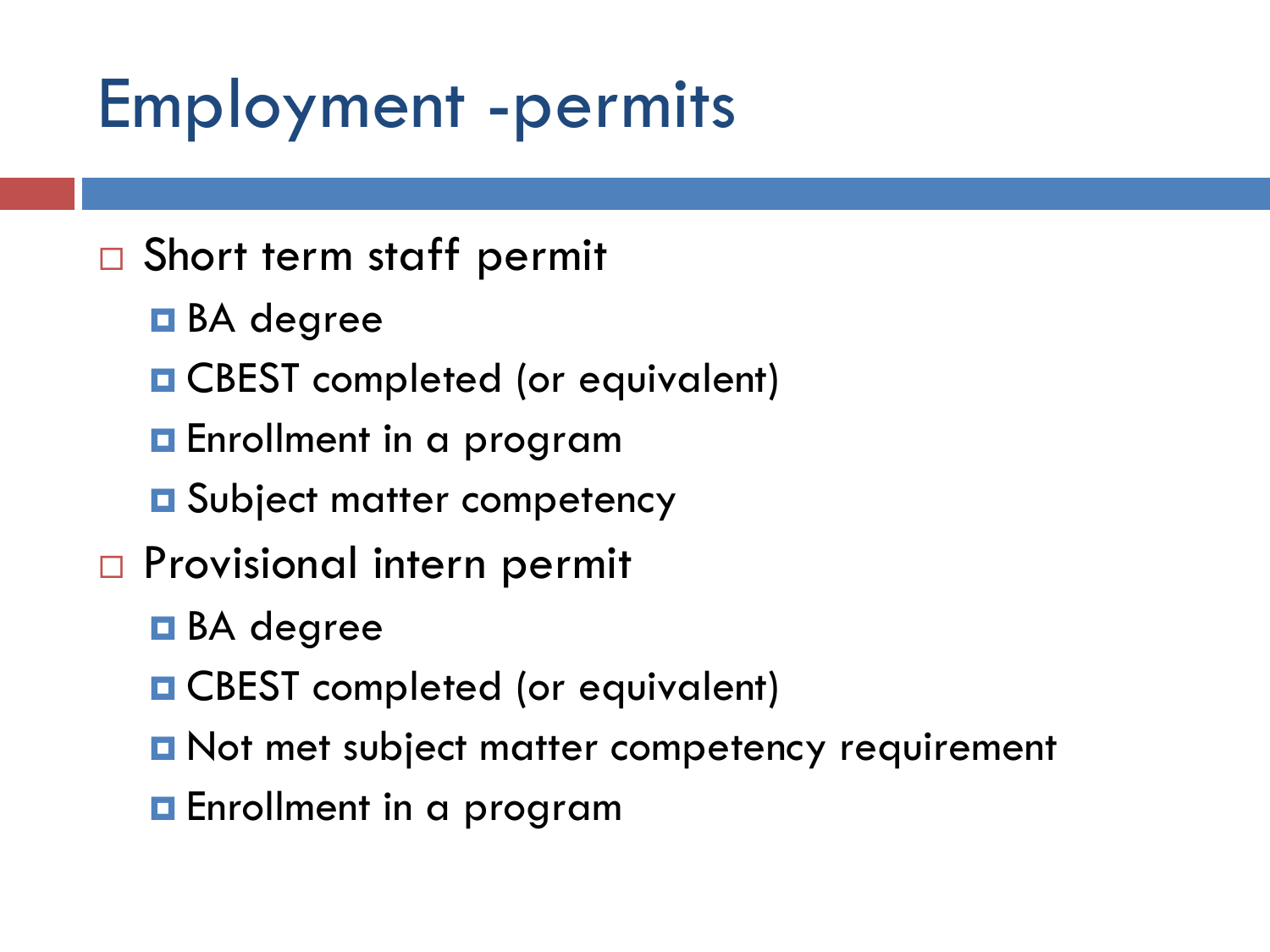# Employment -permits

- Short term staff permit
  - BA degree
  - CBEST completed (or equivalent)
  - Enrollment in a program
  - Subject matter competency
- Provisional intern permit
  - BA degree
  - CBEST completed (or equivalent)
  - Not met subject matter competency requirement
  - Enrollment in a program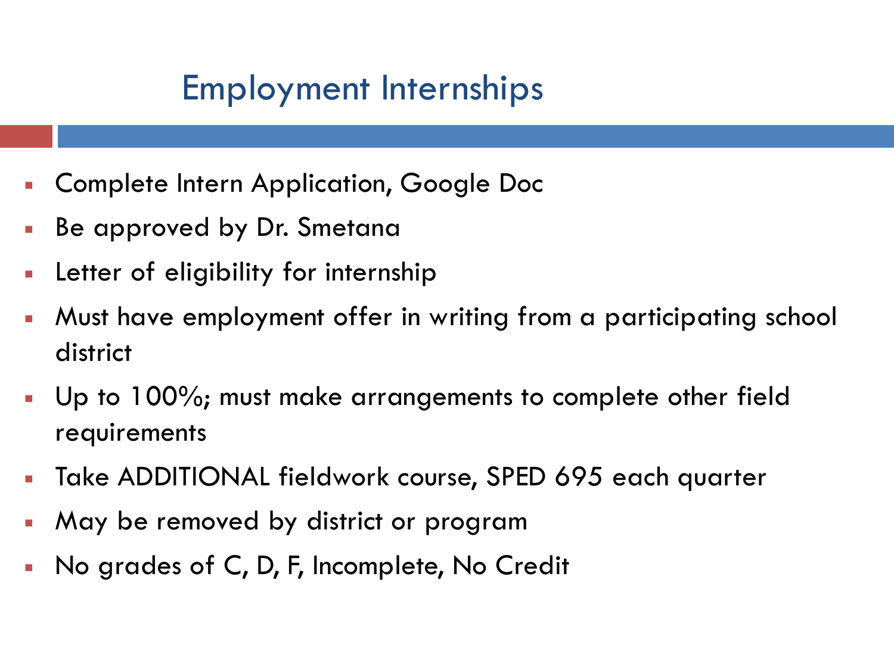# Employment Internships

- Complete Intern Application, Google Doc
- Be approved by Dr. Smetana
- Letter of eligibility for internship
- Must have employment offer in writing from a participating school district
- Up to 100%; must make arrangements to complete other field requirements
- Take ADDITIONAL fieldwork course, SPED 695 each quarter
- May be removed by district or program
- No grades of C, D, F, Incomplete, No Credit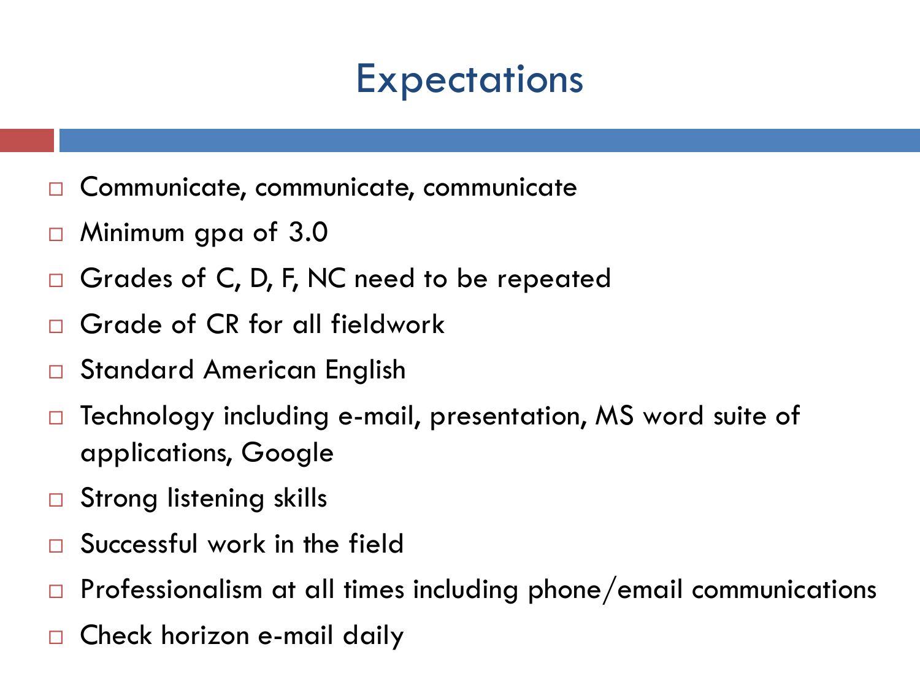# Expectations

- Communicate, communicate, communicate
- Minimum gpa of 3.0
- Grades of C, D, F, NC need to be repeated
- Grade of CR for all fieldwork
- Standard American English
- Technology including e-mail, presentation, MS word suite of applications, Google
- Strong listening skills
- Successful work in the field
- Professionalism at all times including phone/email communications
- Check horizon e-mail daily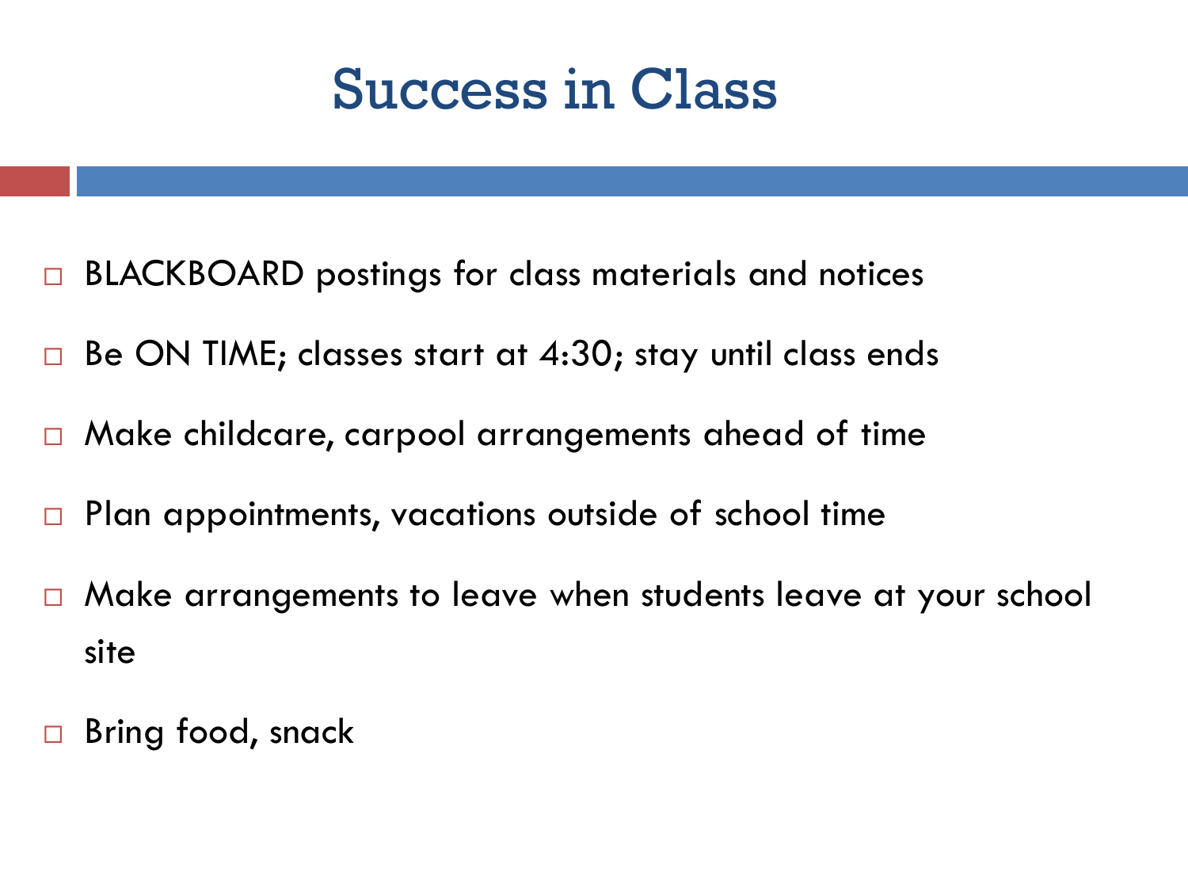# Success in Class

- BLACKBOARD postings for class materials and notices
- Be ON TIME; classes start at 4:30; stay until class ends
- Make childcare, carpool arrangements ahead of time
- Plan appointments, vacations outside of school time
- Make arrangements to leave when students leave at your school site
- Bring food, snack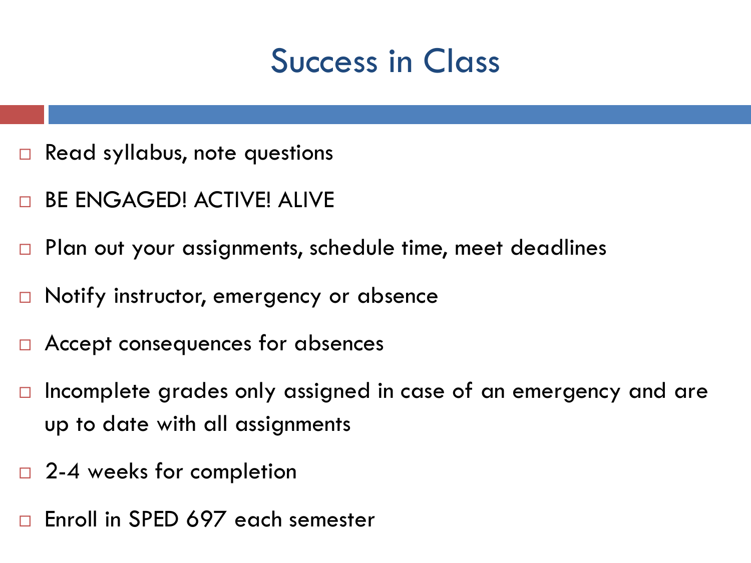# Success in Class

- Read syllabus, note questions
- BE ENGAGED! ACTIVE! ALIVE
- Plan out your assignments, schedule time, meet deadlines
- Notify instructor, emergency or absence
- Accept consequences for absences
- Incomplete grades only assigned in case of an emergency and are up to date with all assignments
- 2-4 weeks for completion
- Enroll in SPED 697 each semester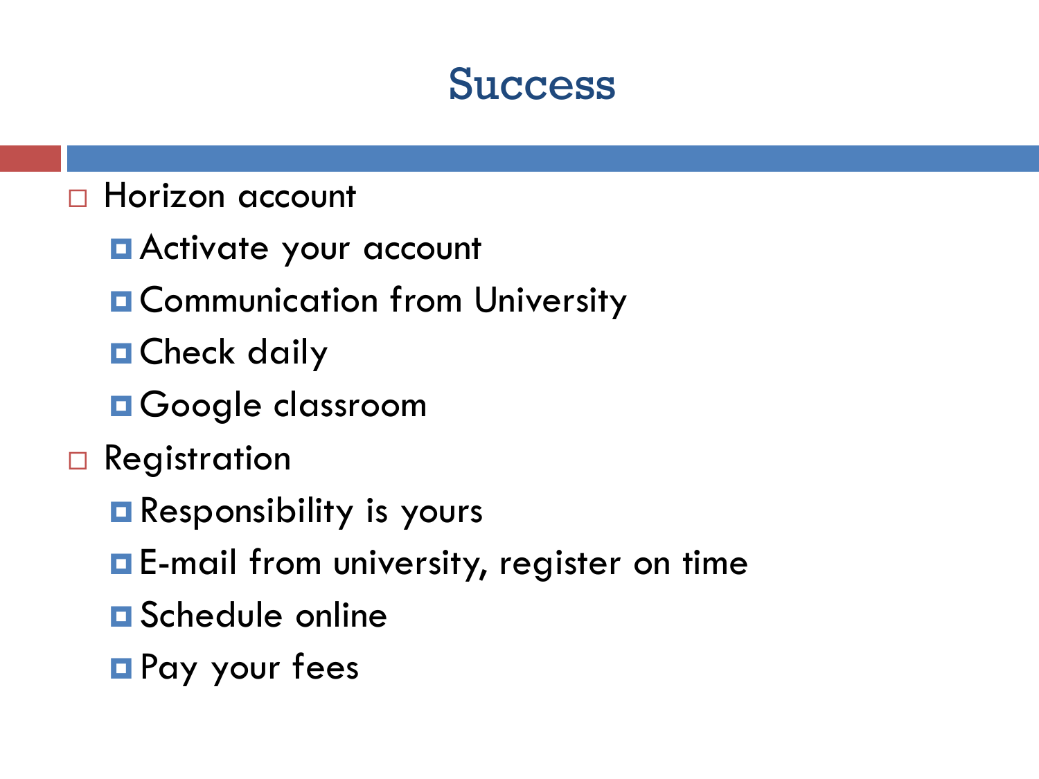# Success

- Horizon account
  - Activate your account
  - Communication from University
  - Check daily
  - Google classroom
- Registration
  - Responsibility is yours
  - E-mail from university, register on time
  - Schedule online
  - Pay your fees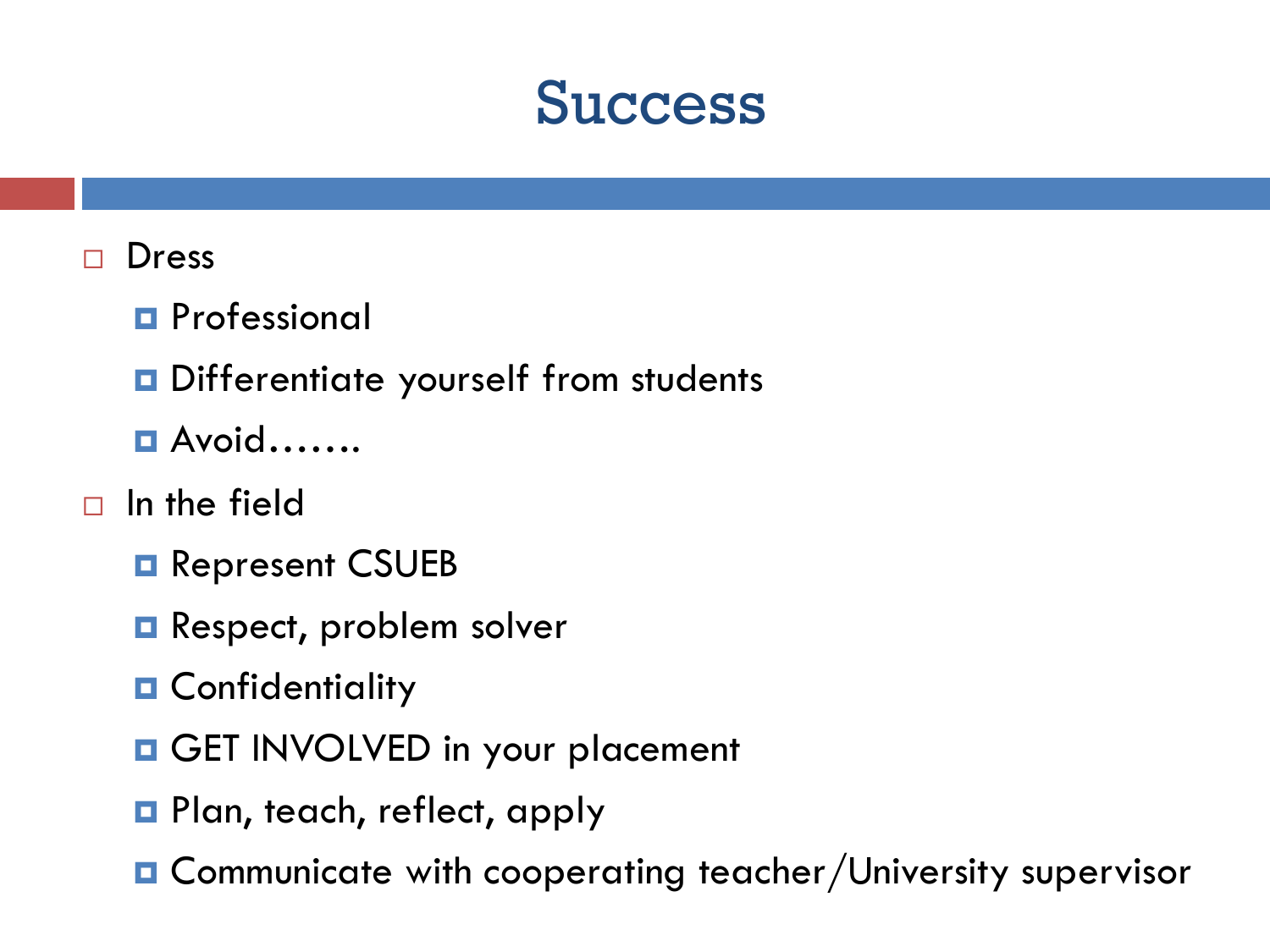# Success

- Dress
  - Professional
  - Differentiate yourself from students
  - Avoid…….
- In the field
  - Represent CSUEB
  - Respect, problem solver
  - Confidentiality
  - GET INVOLVED in your placement
  - Plan, teach, reflect, apply
  - Communicate with cooperating teacher/University supervisor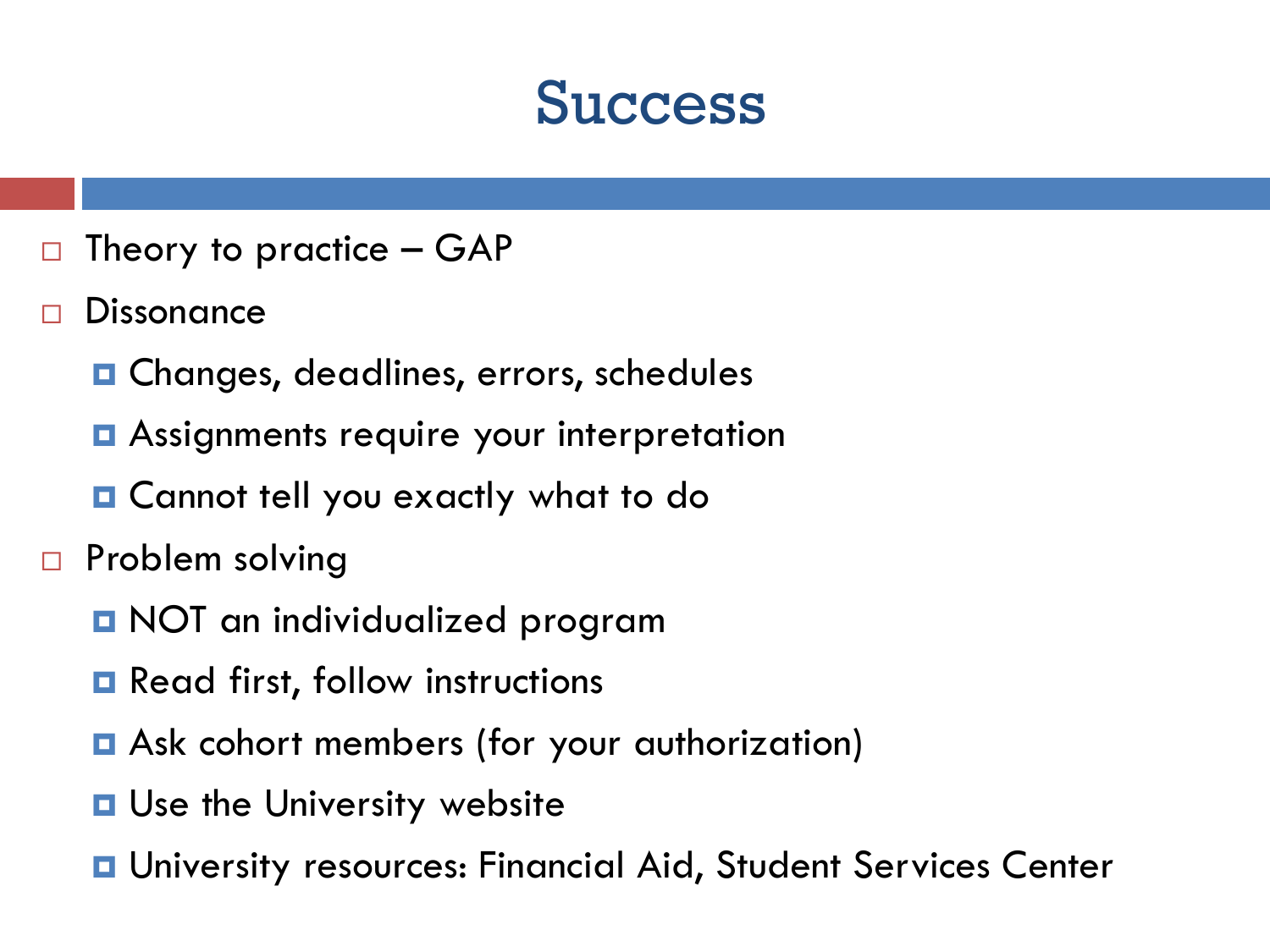# Success

- Theory to practice – GAP
- Dissonance
  - Changes, deadlines, errors, schedules
  - Assignments require your interpretation
  - Cannot tell you exactly what to do
- Problem solving
  - NOT an individualized program
  - Read first, follow instructions
  - Ask cohort members (for your authorization)
  - Use the University website
  - University resources: Financial Aid, Student Services Center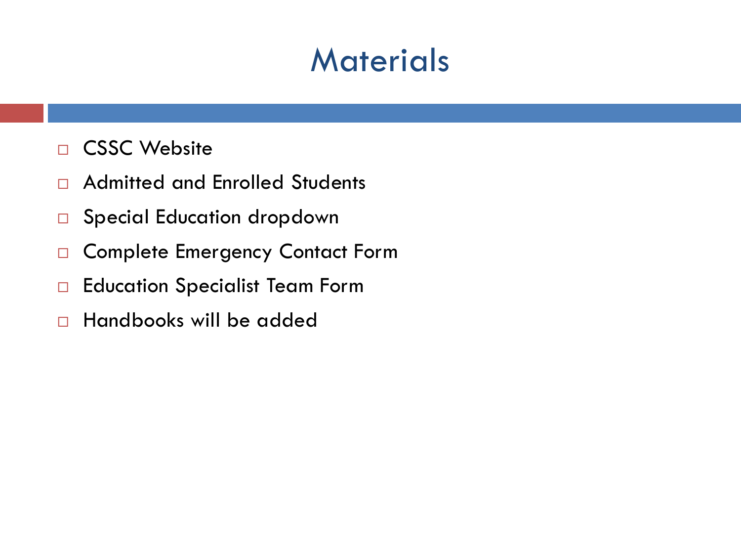# Materials

- CSSC Website
- Admitted and Enrolled Students
- Special Education dropdown
- Complete Emergency Contact Form
- Education Specialist Team Form
- Handbooks will be added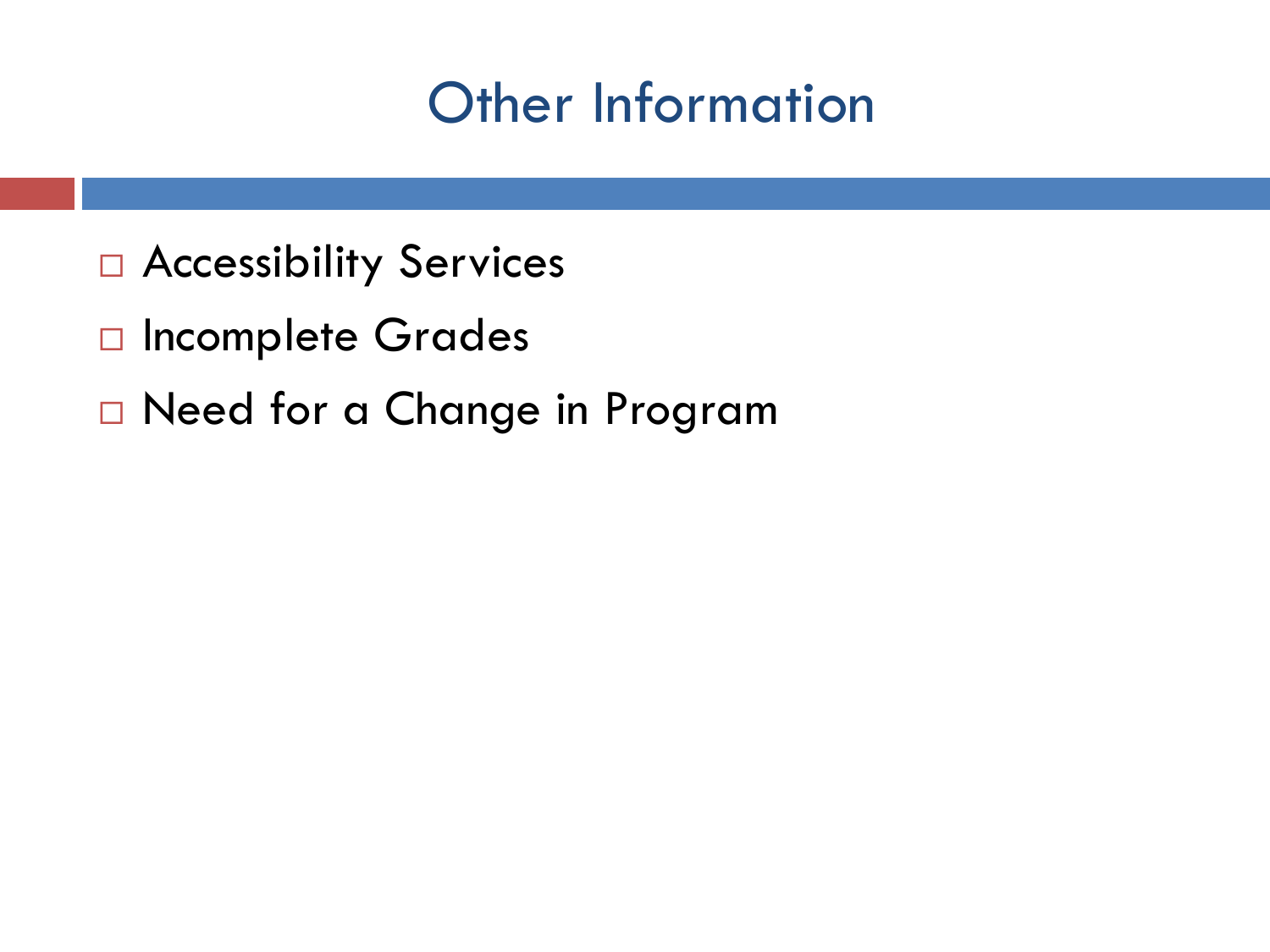# Other Information

- Accessibility Services
- Incomplete Grades
- Need for a Change in Program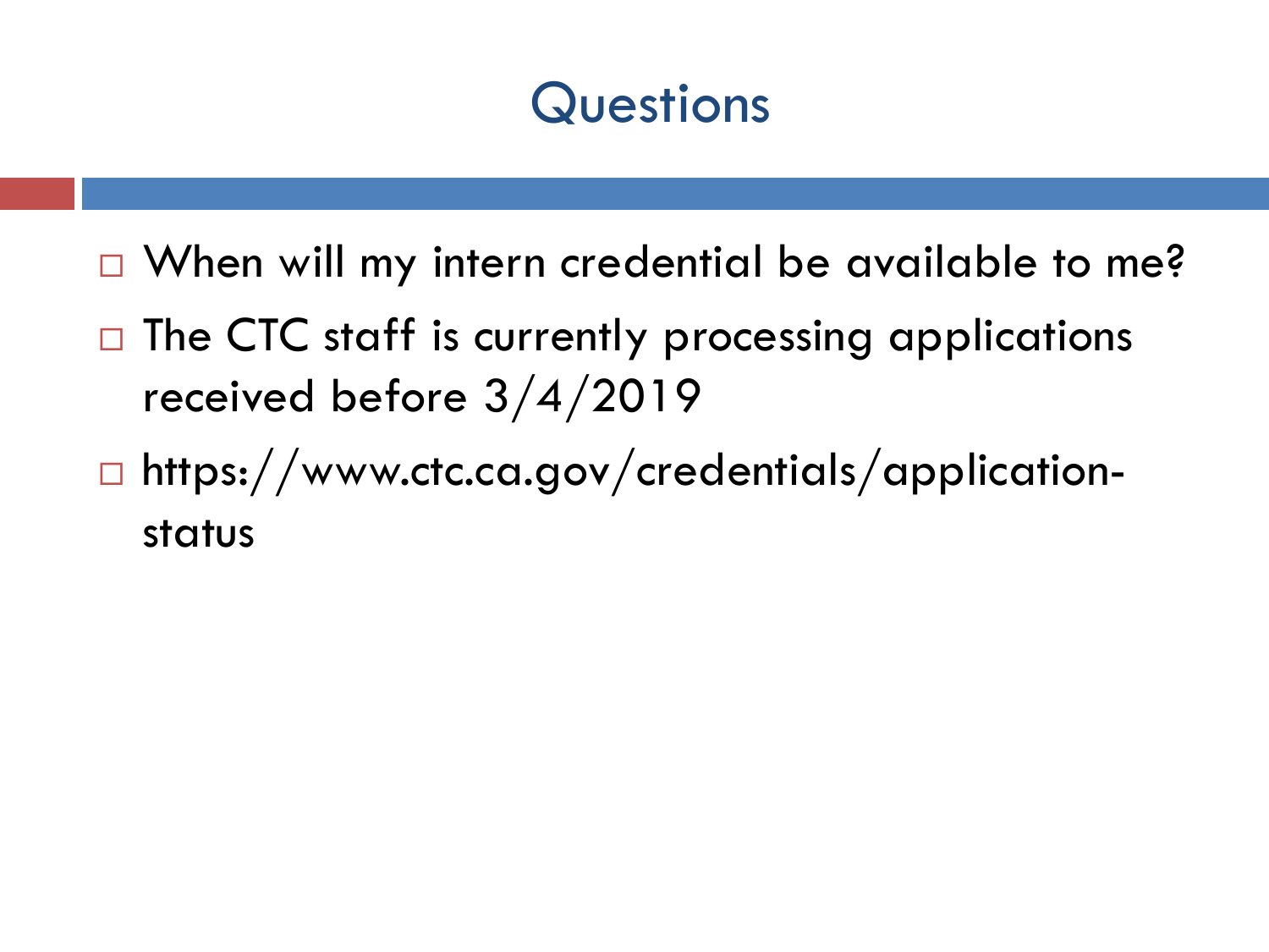# Questions

- When will my intern credential be available to me?
- The CTC staff is currently processing applications received before 3/4/2019
- https://www.ctc.ca.gov/credentials/application-status